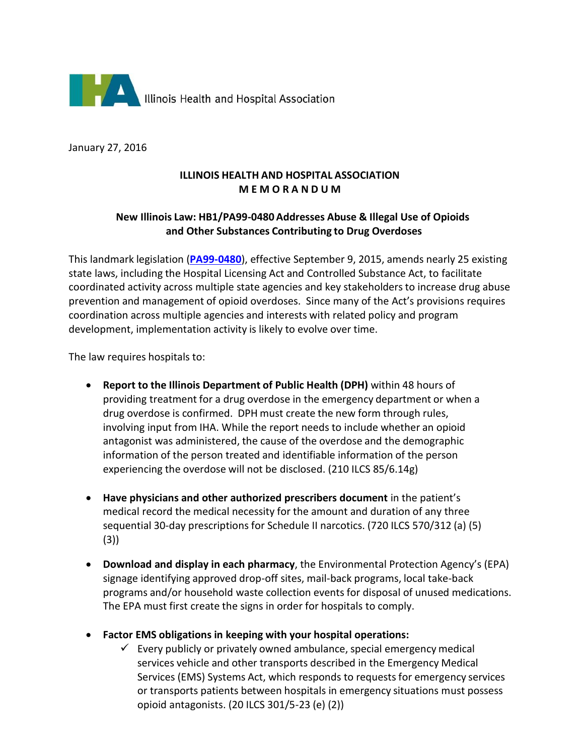Illinois Health and Hospital Association

January 27, 2016

**ILLINOIS HEALTH AND HOSPITAL ASSOCIATION**
**M E M O R A N D U M**

## New Illinois Law: HB1/PA99-0480 Addresses Abuse & Illegal Use of Opioids and Other Substances Contributing to Drug Overdoses

This landmark legislation (**PA99-0480**), effective September 9, 2015, amends nearly 25 existing state laws, including the Hospital Licensing Act and Controlled Substance Act, to facilitate coordinated activity across multiple state agencies and key stakeholders to increase drug abuse prevention and management of opioid overdoses. Since many of the Act's provisions requires coordination across multiple agencies and interests with related policy and program development, implementation activity is likely to evolve over time.

The law requires hospitals to:

- **Report to the Illinois Department of Public Health (DPH)** within 48 hours of providing treatment for a drug overdose in the emergency department or when a drug overdose is confirmed. DPH must create the new form through rules, involving input from IHA. While the report needs to include whether an opioid antagonist was administered, the cause of the overdose and the demographic information of the person treated and identifiable information of the person experiencing the overdose will not be disclosed. (210 ILCS 85/6.14g)

- **Have physicians and other authorized prescribers document** in the patient's medical record the medical necessity for the amount and duration of any three sequential 30-day prescriptions for Schedule II narcotics. (720 ILCS 570/312 (a) (5) (3))

- **Download and display in each pharmacy**, the Environmental Protection Agency's (EPA) signage identifying approved drop-off sites, mail-back programs, local take-back programs and/or household waste collection events for disposal of unused medications. The EPA must first create the signs in order for hospitals to comply.

- **Factor EMS obligations in keeping with your hospital operations:**
  - ✓ Every publicly or privately owned ambulance, special emergency medical services vehicle and other transports described in the Emergency Medical Services (EMS) Systems Act, which responds to requests for emergency services or transports patients between hospitals in emergency situations must possess opioid antagonists. (20 ILCS 301/5-23 (e) (2))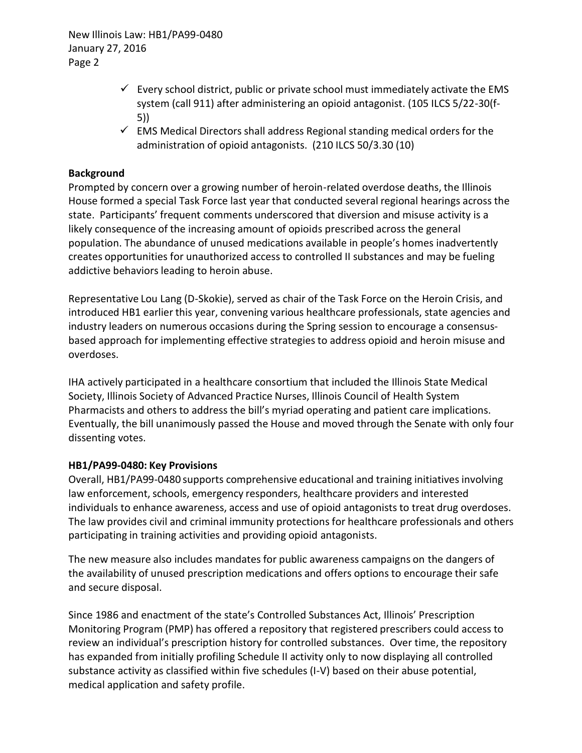- ✓ Every school district, public or private school must immediately activate the EMS system (call 911) after administering an opioid antagonist. (105 ILCS 5/22-30(f-5))
- ✓ EMS Medical Directors shall address Regional standing medical orders for the administration of opioid antagonists. (210 ILCS 50/3.30 (10)

**Background**

Prompted by concern over a growing number of heroin-related overdose deaths, the Illinois House formed a special Task Force last year that conducted several regional hearings across the state. Participants' frequent comments underscored that diversion and misuse activity is a likely consequence of the increasing amount of opioids prescribed across the general population. The abundance of unused medications available in people's homes inadvertently creates opportunities for unauthorized access to controlled II substances and may be fueling addictive behaviors leading to heroin abuse.

Representative Lou Lang (D-Skokie), served as chair of the Task Force on the Heroin Crisis, and introduced HB1 earlier this year, convening various healthcare professionals, state agencies and industry leaders on numerous occasions during the Spring session to encourage a consensus-based approach for implementing effective strategies to address opioid and heroin misuse and overdoses.

IHA actively participated in a healthcare consortium that included the Illinois State Medical Society, Illinois Society of Advanced Practice Nurses, Illinois Council of Health System Pharmacists and others to address the bill's myriad operating and patient care implications. Eventually, the bill unanimously passed the House and moved through the Senate with only four dissenting votes.

**HB1/PA99-0480: Key Provisions**

Overall, HB1/PA99-0480 supports comprehensive educational and training initiatives involving law enforcement, schools, emergency responders, healthcare providers and interested individuals to enhance awareness, access and use of opioid antagonists to treat drug overdoses. The law provides civil and criminal immunity protections for healthcare professionals and others participating in training activities and providing opioid antagonists.

The new measure also includes mandates for public awareness campaigns on the dangers of the availability of unused prescription medications and offers options to encourage their safe and secure disposal.

Since 1986 and enactment of the state's Controlled Substances Act, Illinois' Prescription Monitoring Program (PMP) has offered a repository that registered prescribers could access to review an individual's prescription history for controlled substances. Over time, the repository has expanded from initially profiling Schedule II activity only to now displaying all controlled substance activity as classified within five schedules (I-V) based on their abuse potential, medical application and safety profile.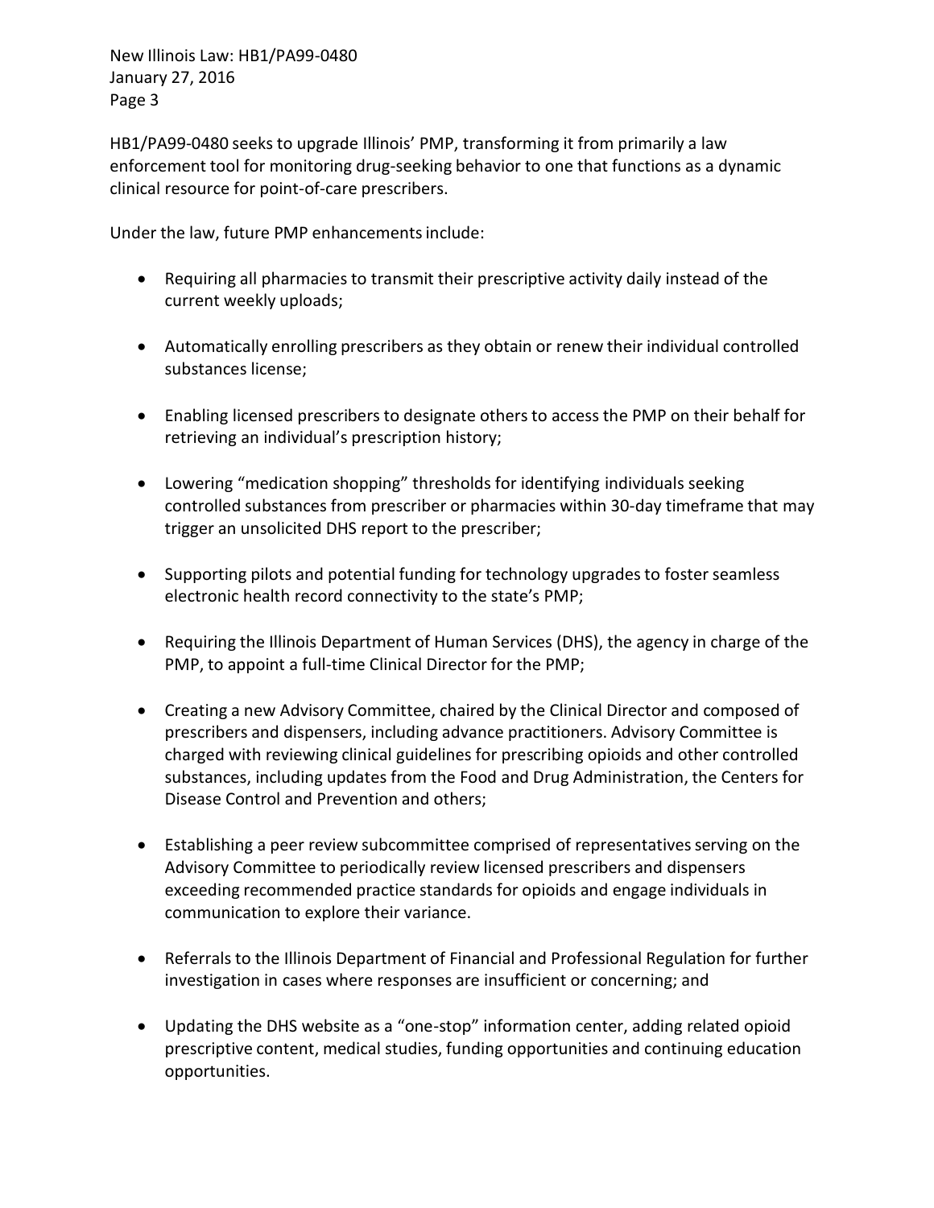HB1/PA99-0480 seeks to upgrade Illinois' PMP, transforming it from primarily a law enforcement tool for monitoring drug-seeking behavior to one that functions as a dynamic clinical resource for point-of-care prescribers.

Under the law, future PMP enhancements include:

- Requiring all pharmacies to transmit their prescriptive activity daily instead of the current weekly uploads;

- Automatically enrolling prescribers as they obtain or renew their individual controlled substances license;

- Enabling licensed prescribers to designate others to access the PMP on their behalf for retrieving an individual's prescription history;

- Lowering "medication shopping" thresholds for identifying individuals seeking controlled substances from prescriber or pharmacies within 30-day timeframe that may trigger an unsolicited DHS report to the prescriber;

- Supporting pilots and potential funding for technology upgrades to foster seamless electronic health record connectivity to the state's PMP;

- Requiring the Illinois Department of Human Services (DHS), the agency in charge of the PMP, to appoint a full-time Clinical Director for the PMP;

- Creating a new Advisory Committee, chaired by the Clinical Director and composed of prescribers and dispensers, including advance practitioners. Advisory Committee is charged with reviewing clinical guidelines for prescribing opioids and other controlled substances, including updates from the Food and Drug Administration, the Centers for Disease Control and Prevention and others;

- Establishing a peer review subcommittee comprised of representatives serving on the Advisory Committee to periodically review licensed prescribers and dispensers exceeding recommended practice standards for opioids and engage individuals in communication to explore their variance.

- Referrals to the Illinois Department of Financial and Professional Regulation for further investigation in cases where responses are insufficient or concerning; and

- Updating the DHS website as a "one-stop" information center, adding related opioid prescriptive content, medical studies, funding opportunities and continuing education opportunities.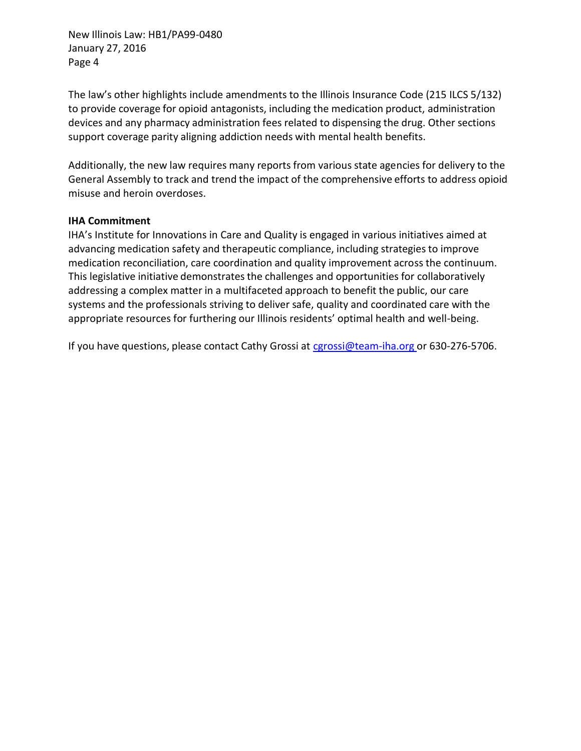The law's other highlights include amendments to the Illinois Insurance Code (215 ILCS 5/132) to provide coverage for opioid antagonists, including the medication product, administration devices and any pharmacy administration fees related to dispensing the drug. Other sections support coverage parity aligning addiction needs with mental health benefits.

Additionally, the new law requires many reports from various state agencies for delivery to the General Assembly to track and trend the impact of the comprehensive efforts to address opioid misuse and heroin overdoses.

**IHA Commitment**

IHA's Institute for Innovations in Care and Quality is engaged in various initiatives aimed at advancing medication safety and therapeutic compliance, including strategies to improve medication reconciliation, care coordination and quality improvement across the continuum. This legislative initiative demonstrates the challenges and opportunities for collaboratively addressing a complex matter in a multifaceted approach to benefit the public, our care systems and the professionals striving to deliver safe, quality and coordinated care with the appropriate resources for furthering our Illinois residents' optimal health and well-being.

If you have questions, please contact Cathy Grossi at cgrossi@team-iha.org or 630-276-5706.